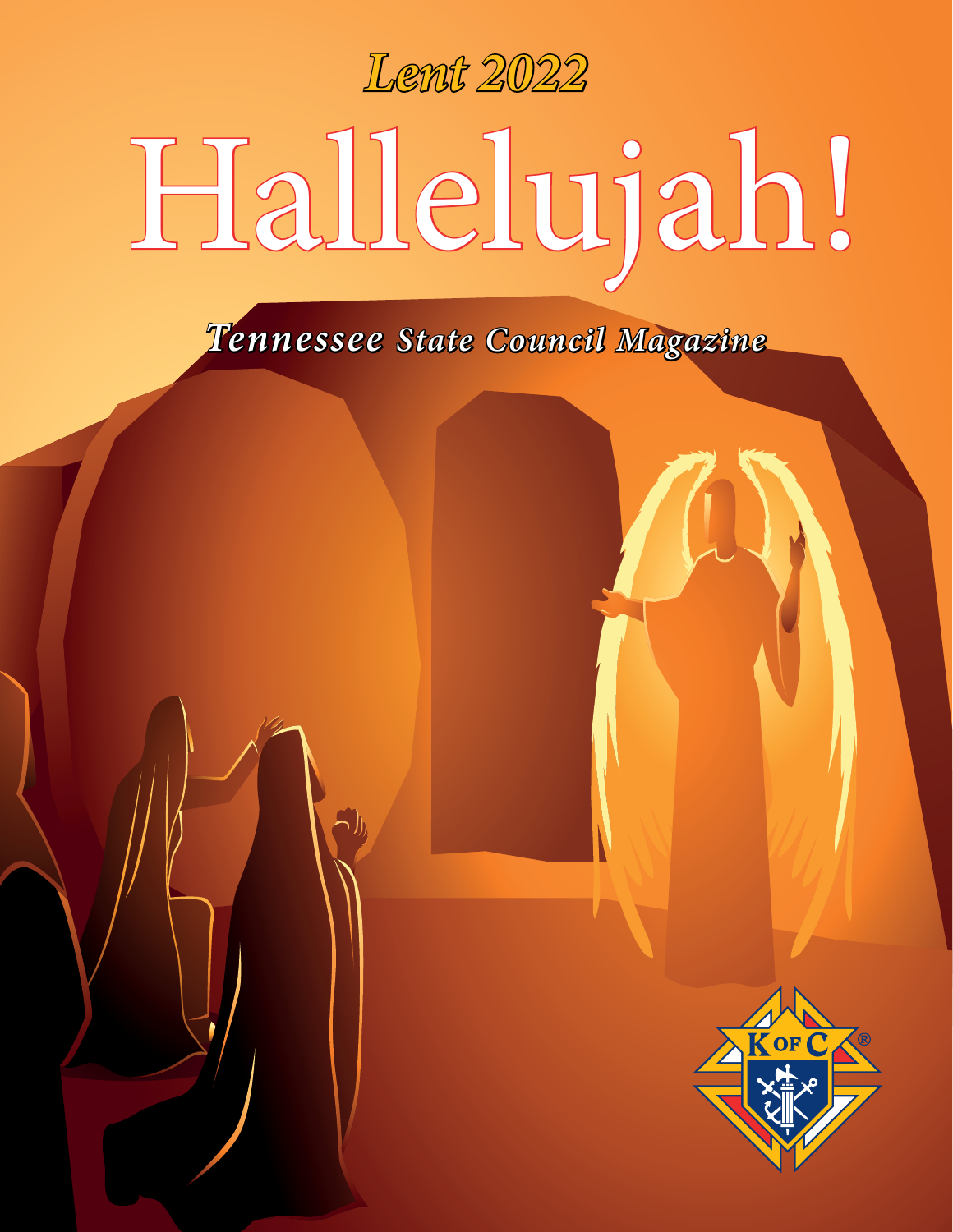*Lent 2022*

# Hallelujah!

***Tennessee State Council Magazine***

K OF C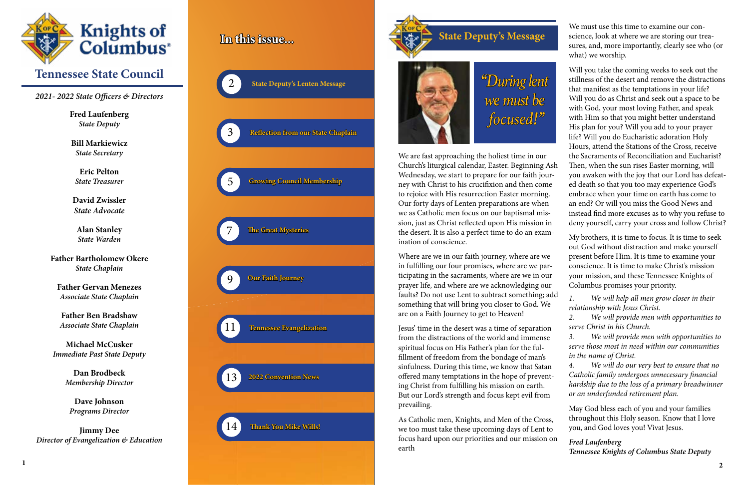# Knights of Columbus

## Tennessee State Council

*2021- 2022 State Officers & Directors*

**Fred Laufenberg**
*State Deputy*

**Bill Markiewicz**
*State Secretary*

**Eric Pelton**
*State Treasurer*

**David Zwissler**
*State Advocate*

**Alan Stanley**
*State Warden*

**Father Bartholomew Okere**
*State Chaplain*

**Father Gervan Menezes**
*Associate State Chaplain*

**Father Ben Bradshaw**
*Associate State Chaplain*

**Michael McCusker**
*Immediate Past State Deputy*

**Dan Brodbeck**
*Membership Director*

**Dave Johnson**
*Programs Director*

**Jimmy Dee**
*Director of Evangelization & Education*

## In this issue...

- 2 — State Deputy's Lenten Message
- 3 — Reflection from our State Chaplain
- 5 — Growing Council Membership
- 7 — The Great Mysteries
- 9 — Our Faith Journey
- 11 — Tennessee Evangelization
- 13 — 2022 Convention News
- 14 — Thank You Mike Wills!

## State Deputy's Message

*"During lent we must be focused!"*

We are fast approaching the holiest time in our Church's liturgical calendar, Easter. Beginning Ash Wednesday, we start to prepare for our faith journey with Christ to his crucifixion and then come to rejoice with His resurrection Easter morning. Our forty days of Lenten preparations are when we as Catholic men focus on our baptismal mission, just as Christ reflected upon His mission in the desert. It is also a perfect time to do an examination of conscience.

Where are we in our faith journey, where are we in fulfilling our four promises, where are we participating in the sacraments, where are we in our prayer life, and where are we acknowledging our faults? Do not use Lent to subtract something; add something that will bring you closer to God. We are on a Faith Journey to get to Heaven!

Jesus' time in the desert was a time of separation from the distractions of the world and immense spiritual focus on His Father's plan for the fulfillment of freedom from the bondage of man's sinfulness. During this time, we know that Satan offered many temptations in the hope of preventing Christ from fulfilling his mission on earth. But our Lord's strength and focus kept evil from prevailing.

As Catholic men, Knights, and Men of the Cross, we too must take these upcoming days of Lent to focus hard upon our priorities and our mission on earth

We must use this time to examine our conscience, look at where we are storing our treasures, and, more importantly, clearly see who (or what) we worship.

Will you take the coming weeks to seek out the stillness of the desert and remove the distractions that manifest as the temptations in your life? Will you do as Christ and seek out a space to be with God, your most loving Father, and speak with Him so that you might better understand His plan for you? Will you add to your prayer life? Will you do Eucharistic adoration Holy Hours, attend the Stations of the Cross, receive the Sacraments of Reconciliation and Eucharist? Then, when the sun rises Easter morning, will you awaken with the joy that our Lord has defeated death so that you too may experience God's embrace when your time on earth has come to an end? Or will you miss the Good News and instead find more excuses as to why you refuse to deny yourself, carry your cross and follow Christ?

My brothers, it is time to focus. It is time to seek out God without distraction and make yourself present before Him. It is time to examine your conscience. It is time to make Christ's mission your mission, and these Tennessee Knights of Columbus promises your priority.

1. *We will help all men grow closer in their relationship with Jesus Christ.*
2. *We will provide men with opportunities to serve Christ in his Church.*
3. *We will provide men with opportunities to serve those most in need within our communities in the name of Christ.*
4. *We will do our very best to ensure that no Catholic family undergoes unnecessary financial hardship due to the loss of a primary breadwinner or an underfunded retirement plan.*

May God bless each of you and your families throughout this Holy season. Know that I love you, and God loves you! Vivat Jesus.

*Fred Laufenberg*
*Tennessee Knights of Columbus State Deputy*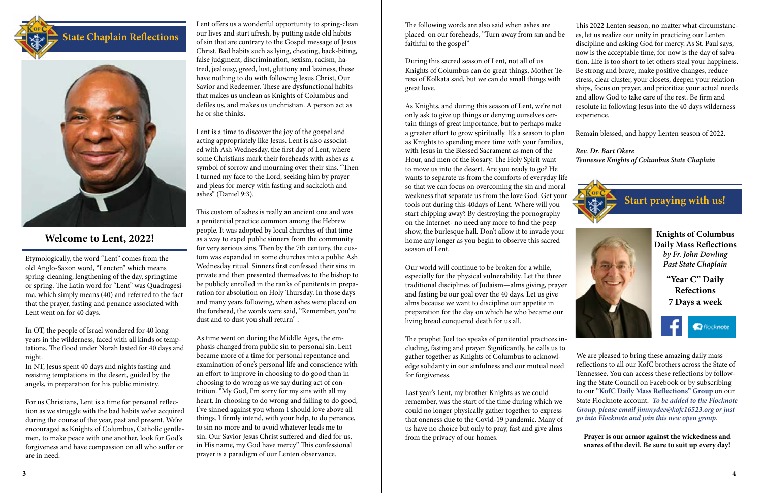## State Chaplain Reflections

### Welcome to Lent, 2022!

Etymologically, the word "Lent" comes from the old Anglo-Saxon word, "Lencten" which means spring-cleaning, lengthening of the day, springtime or spring. The Latin word for "Lent" was Quadragesima, which simply means (40) and referred to the fact that the prayer, fasting and penance associated with Lent went on for 40 days.

In OT, the people of Israel wondered for 40 long years in the wilderness, faced with all kinds of temptations. The flood under Norah lasted for 40 days and night.
In NT, Jesus spent 40 days and nights fasting and resisting temptations in the desert, guided by the angels, in preparation for his public ministry.

For us Christians, Lent is a time for personal reflection as we struggle with the bad habits we've acquired during the course of the year, past and present. We're encouraged as Knights of Columbus, Catholic gentlemen, to make peace with one another, look for God's forgiveness and have compassion on all who suffer or are in need.

Lent offers us a wonderful opportunity to spring-clean our lives and start afresh, by putting aside old habits of sin that are contrary to the Gospel message of Jesus Christ. Bad habits such as lying, cheating, back-biting, false judgment, discrimination, sexism, racism, hatred, jealousy, greed, lust, gluttony and laziness, these have nothing to do with following Jesus Christ, Our Savior and Redeemer. These are dysfunctional habits that makes us unclean as Knights of Columbus and defiles us, and makes us unchristian. A person act as he or she thinks.

Lent is a time to discover the joy of the gospel and acting appropriately like Jesus. Lent is also associated with Ash Wednesday, the first day of Lent, where some Christians mark their foreheads with ashes as a symbol of sorrow and mourning over their sins. "Then I turned my face to the Lord, seeking him by prayer and pleas for mercy with fasting and sackcloth and ashes" (Daniel 9:3).

This custom of ashes is really an ancient one and was a penitential practice common among the Hebrew people. It was adopted by local churches of that time as a way to expel public sinners from the community for very serious sins. Then by the 7th century, the custom was expanded in some churches into a public Ash Wednesday ritual. Sinners first confessed their sins in private and then presented themselves to the bishop to be publicly enrolled in the ranks of penitents in preparation for absolution on Holy Thursday. In those days and many years following, when ashes were placed on the forehead, the words were said, "Remember, you're dust and to dust you shall return" .

As time went on during the Middle Ages, the emphasis changed from public sin to personal sin. Lent became more of a time for personal repentance and examination of one's personal life and conscience with an effort to improve in choosing to do good than in choosing to do wrong as we say during act of contrition. "My God, I'm sorry for my sins with all my heart. In choosing to do wrong and failing to do good, I've sinned against you whom I should love above all things. I firmly intend, with your help, to do penance, to sin no more and to avoid whatever leads me to sin. Our Savior Jesus Christ suffered and died for us, in His name, my God have mercy" This confessional prayer is a paradigm of our Lenten observance.

The following words are also said when ashes are placed on our foreheads, "Turn away from sin and be faithful to the gospel"

During this sacred season of Lent, not all of us Knights of Columbus can do great things, Mother Teresa of Kolkata said, but we can do small things with great love.

As Knights, and during this season of Lent, we're not only ask to give up things or denying ourselves certain things of great importance, but to perhaps make a greater effort to grow spiritually. It's a season to plan as Knights to spending more time with your families, with Jesus in the Blessed Sacrament as men of the Hour, and men of the Rosary. The Holy Spirit want to move us into the desert. Are you ready to go? He wants to separate us from the comforts of everyday life so that we can focus on overcoming the sin and moral weakness that separate us from the love God. Get your tools out during this 40days of Lent. Where will you start chipping away? By destroying the pornography on the Internet- no need any more to find the peep show, the burlesque hall. Don't allow it to invade your home any longer as you begin to observe this sacred season of Lent.

Our world will continue to be broken for a while, especially for the physical vulnerability. Let the three traditional disciplines of Judaism—alms giving, prayer and fasting be our goal over the 40 days. Let us give alms because we want to discipline our appetite in preparation for the day on which he who became our living bread conquered death for us all.

The prophet Joel too speaks of penitential practices including, fasting and prayer. Significantly, he calls us to gather together as Knights of Columbus to acknowledge solidarity in our sinfulness and our mutual need for forgiveness.

Last year's Lent, my brother Knights as we could remember, was the start of the time during which we could no longer physically gather together to express that oneness due to the Covid-19 pandemic. Many of us have no choice but only to pray, fast and give alms from the privacy of our homes.

This 2022 Lenten season, no matter what circumstances, let us realize our unity in practicing our Lenten discipline and asking God for mercy. As St. Paul says, now is the acceptable time, for now is the day of salvation. Life is too short to let others steal your happiness. Be strong and brave, make positive changes, reduce stress, clear cluster, your closets, deepen your relationships, focus on prayer, and prioritize your actual needs and allow God to take care of the rest. Be firm and resolute in following Jesus into the 40 days wilderness experience.

Remain blessed, and happy Lenten season of 2022.

*Rev. Dr. Bart Okere*
*Tennessee Knights of Columbus State Chaplain*

## Start praying with us!

**Knights of Columbus Daily Mass Reflections**
***by Fr. John Dowling***
***Past State Chaplain***

**"Year C" Daily Refections 7 Days a week**

We are pleased to bring these amazing daily mass reflections to all our KofC brothers across the State of Tennessee. You can access these reflections by following the State Council on Facebook or by subscribing to our **"KofC Daily Mass Reflections" Group** on our State Flocknote account. *To be added to the Flocknote Group, please email jimmydee@kofc16523.org or just go into Flocknote and join this new open group.*

**Prayer is our armor against the wickedness and snares of the devil. Be sure to suit up every day!**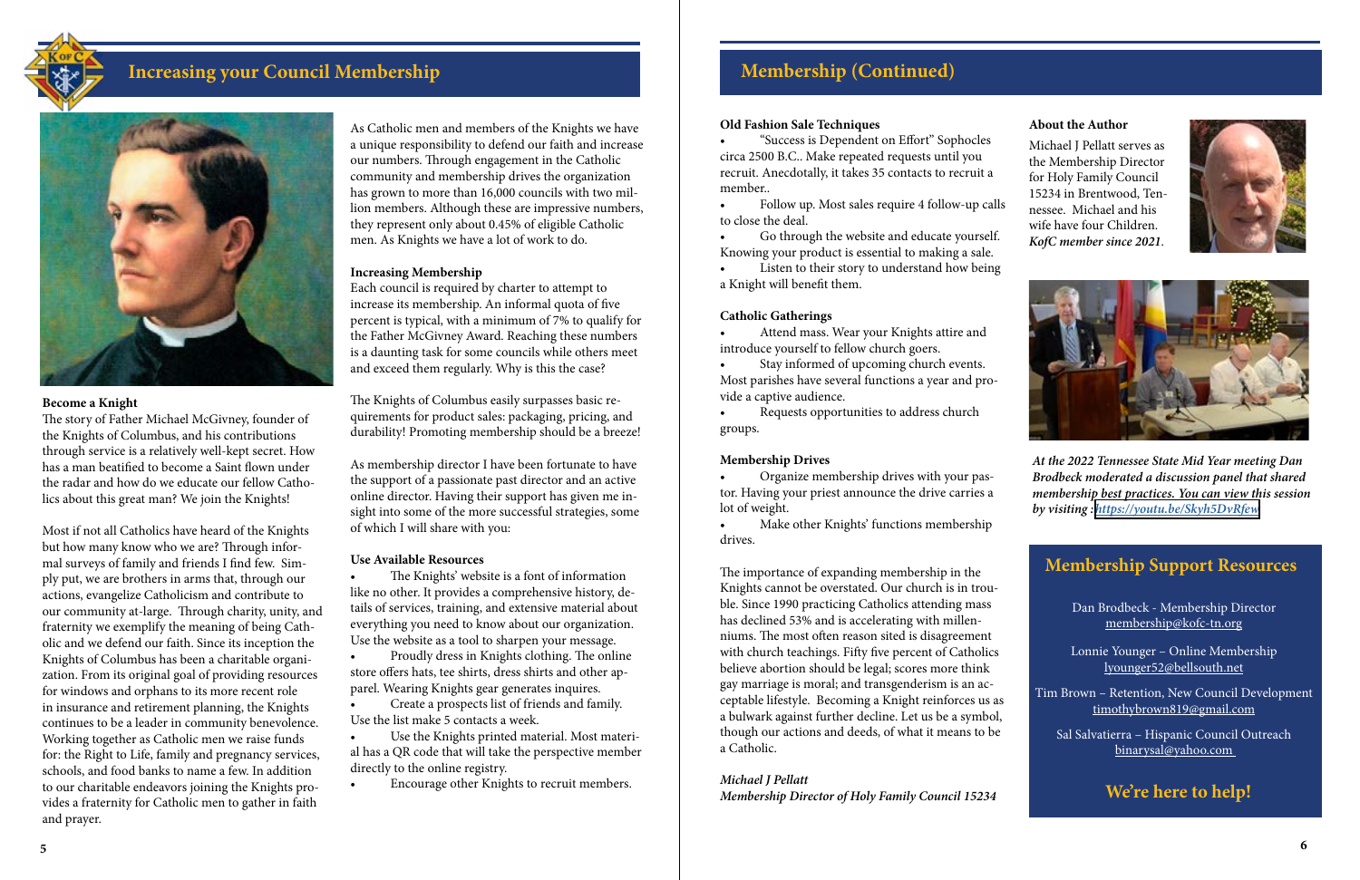# Increasing your Council Membership

**Become a Knight**
The story of Father Michael McGivney, founder of the Knights of Columbus, and his contributions through service is a relatively well-kept secret. How has a man beatified to become a Saint flown under the radar and how do we educate our fellow Catholics about this great man? We join the Knights!

Most if not all Catholics have heard of the Knights but how many know who we are? Through informal surveys of family and friends I find few. Simply put, we are brothers in arms that, through our actions, evangelize Catholicism and contribute to our community at-large. Through charity, unity, and fraternity we exemplify the meaning of being Catholic and we defend our faith. Since its inception the Knights of Columbus has been a charitable organization. From its original goal of providing resources for windows and orphans to its more recent role in insurance and retirement planning, the Knights continues to be a leader in community benevolence. Working together as Catholic men we raise funds for: the Right to Life, family and pregnancy services, schools, and food banks to name a few. In addition to our charitable endeavors joining the Knights provides a fraternity for Catholic men to gather in faith and prayer.

As Catholic men and members of the Knights we have a unique responsibility to defend our faith and increase our numbers. Through engagement in the Catholic community and membership drives the organization has grown to more than 16,000 councils with two million members. Although these are impressive numbers, they represent only about 0.45% of eligible Catholic men. As Knights we have a lot of work to do.

**Increasing Membership**
Each council is required by charter to attempt to increase its membership. An informal quota of five percent is typical, with a minimum of 7% to qualify for the Father McGivney Award. Reaching these numbers is a daunting task for some councils while others meet and exceed them regularly. Why is this the case?

The Knights of Columbus easily surpasses basic requirements for product sales: packaging, pricing, and durability! Promoting membership should be a breeze!

As membership director I have been fortunate to have the support of a passionate past director and an active online director. Having their support has given me insight into some of the more successful strategies, some of which I will share with you:

**Use Available Resources**

- The Knights' website is a font of information like no other. It provides a comprehensive history, details of services, training, and extensive material about everything you need to know about our organization. Use the website as a tool to sharpen your message.
- Proudly dress in Knights clothing. The online store offers hats, tee shirts, dress shirts and other apparel. Wearing Knights gear generates inquires.
- Create a prospects list of friends and family. Use the list make 5 contacts a week.
- Use the Knights printed material. Most material has a QR code that will take the perspective member directly to the online registry.
- Encourage other Knights to recruit members.

# Membership (Continued)

**Old Fashion Sale Techniques**

- "Success is Dependent on Effort" Sophocles circa 2500 B.C.. Make repeated requests until you recruit. Anecdotally, it takes 35 contacts to recruit a member..
- Follow up. Most sales require 4 follow-up calls to close the deal.
- Go through the website and educate yourself. Knowing your product is essential to making a sale.
- Listen to their story to understand how being a Knight will benefit them.

**Catholic Gatherings**

- Attend mass. Wear your Knights attire and introduce yourself to fellow church goers.
- Stay informed of upcoming church events. Most parishes have several functions a year and provide a captive audience.
- Requests opportunities to address church groups.

**Membership Drives**

- Organize membership drives with your pastor. Having your priest announce the drive carries a lot of weight.
- Make other Knights' functions membership drives.

The importance of expanding membership in the Knights cannot be overstated. Our church is in trouble. Since 1990 practicing Catholics attending mass has declined 53% and is accelerating with millenniums. The most often reason sited is disagreement with church teachings. Fifty five percent of Catholics believe abortion should be legal; scores more think gay marriage is moral; and transgenderism is an acceptable lifestyle. Becoming a Knight reinforces us as a bulwark against further decline. Let us be a symbol, though our actions and deeds, of what it means to be a Catholic.

*Michael J Pellatt*
*Membership Director of Holy Family Council 15234*

**About the Author**
Michael J Pellatt serves as the Membership Director for Holy Family Council 15234 in Brentwood, Tennessee. Michael and his wife have four Children. ***KofC member since 2021.***

*At the 2022 Tennessee State Mid Year meeting Dan Brodbeck moderated a discussion panel that shared membership best practices. You can view this session by visiting : https://youtu.be/Skyh5DvRfew*

## Membership Support Resources

Dan Brodbeck - Membership Director
membership@kofc-tn.org

Lonnie Younger – Online Membership
lyounger52@bellsouth.net

Tim Brown – Retention, New Council Development
timothybrown819@gmail.com

Sal Salvatierra – Hispanic Council Outreach
binarysal@yahoo.com

**We're here to help!**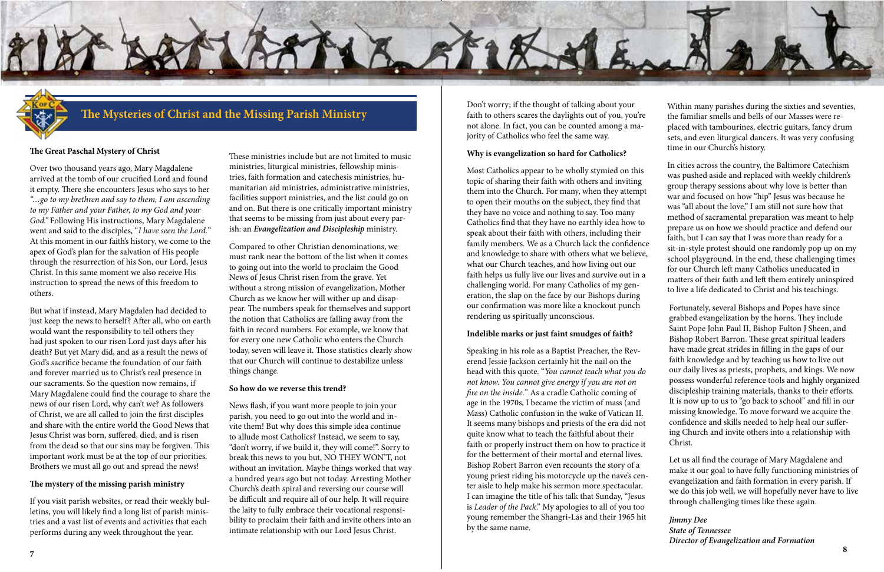## The Mysteries of Christ and the Missing Parish Ministry

### The Great Paschal Mystery of Christ

Over two thousand years ago, Mary Magdalene arrived at the tomb of our crucified Lord and found it empty. There she encounters Jesus who says to her *"…go to my brethren and say to them, I am ascending to my Father and your Father, to my God and your God."* Following His instructions, Mary Magdalene went and said to the disciples, "*I have seen the Lord.*" At this moment in our faith's history, we come to the apex of God's plan for the salvation of His people through the resurrection of his Son, our Lord, Jesus Christ. In this same moment we also receive His instruction to spread the news of this freedom to others.

But what if instead, Mary Magdalen had decided to just keep the news to herself? After all, who on earth would want the responsibility to tell others they had just spoken to our risen Lord just days after his death? But yet Mary did, and as a result the news of God's sacrifice became the foundation of our faith and forever married us to Christ's real presence in our sacraments. So the question now remains, if Mary Magdalene could find the courage to share the news of our risen Lord, why can't we? As followers of Christ, we are all called to join the first disciples and share with the entire world the Good News that Jesus Christ was born, suffered, died, and is risen from the dead so that our sins may be forgiven. This important work must be at the top of our priorities. Brothers we must all go out and spread the news!

### The mystery of the missing parish ministry

If you visit parish websites, or read their weekly bulletins, you will likely find a long list of parish ministries and a vast list of events and activities that each performs during any week throughout the year.

These ministries include but are not limited to music ministries, liturgical ministries, fellowship ministries, faith formation and catechesis ministries, humanitarian aid ministries, administrative ministries, facilities support ministries, and the list could go on and on. But there is one critically important ministry that seems to be missing from just about every parish: an ***Evangelization and Discipleship*** ministry.

Compared to other Christian denominations, we must rank near the bottom of the list when it comes to going out into the world to proclaim the Good News of Jesus Christ risen from the grave. Yet without a strong mission of evangelization, Mother Church as we know her will wither up and disappear. The numbers speak for themselves and support the notion that Catholics are falling away from the faith in record numbers. For example, we know that for every one new Catholic who enters the Church today, seven will leave it. Those statistics clearly show that our Church will continue to destabilize unless things change.

### So how do we reverse this trend?

News flash, if you want more people to join your parish, you need to go out into the world and invite them! But why does this simple idea continue to allude most Catholics? Instead, we seem to say, "don't worry, if we build it, they will come!". Sorry to break this news to you but, NO THEY WON'T, not without an invitation. Maybe things worked that way a hundred years ago but not today. Arresting Mother Church's death spiral and reversing our course will be difficult and require all of our help. It will require the laity to fully embrace their vocational responsibility to proclaim their faith and invite others into an intimate relationship with our Lord Jesus Christ.

Don't worry; if the thought of talking about your faith to others scares the daylights out of you, you're not alone. In fact, you can be counted among a majority of Catholics who feel the same way.

### Why is evangelization so hard for Catholics?

Most Catholics appear to be wholly stymied on this topic of sharing their faith with others and inviting them into the Church. For many, when they attempt to open their mouths on the subject, they find that they have no voice and nothing to say. Too many Catholics find that they have no earthly idea how to speak about their faith with others, including their family members. We as a Church lack the confidence and knowledge to share with others what we believe, what our Church teaches, and how living out our faith helps us fully live our lives and survive out in a challenging world. For many Catholics of my generation, the slap on the face by our Bishops during our confirmation was more like a knockout punch rendering us spiritually unconscious.

### Indelible marks or just faint smudges of faith?

Speaking in his role as a Baptist Preacher, the Reverend Jessie Jackson certainly hit the nail on the head with this quote. "*You cannot teach what you do not know. You cannot give energy if you are not on fire on the inside.*" As a cradle Catholic coming of age in the 1970s, I became the victim of mass (and Mass) Catholic confusion in the wake of Vatican II. It seems many bishops and priests of the era did not quite know what to teach the faithful about their faith or properly instruct them on how to practice it for the betterment of their mortal and eternal lives. Bishop Robert Barron even recounts the story of a young priest riding his motorcycle up the nave's center aisle to help make his sermon more spectacular. I can imagine the title of his talk that Sunday, "Jesus is *Leader of the Pack*." My apologies to all of you too young remember the Shangri-Las and their 1965 hit by the same name.

Within many parishes during the sixties and seventies, the familiar smells and bells of our Masses were replaced with tambourines, electric guitars, fancy drum sets, and even liturgical dancers. It was very confusing time in our Church's history.

In cities across the country, the Baltimore Catechism was pushed aside and replaced with weekly children's group therapy sessions about why love is better than war and focused on how "hip" Jesus was because he was "all about the love." I am still not sure how that method of sacramental preparation was meant to help prepare us on how we should practice and defend our faith, but I can say that I was more than ready for a sit-in-style protest should one randomly pop up on my school playground. In the end, these challenging times for our Church left many Catholics uneducated in matters of their faith and left them entirely uninspired to live a life dedicated to Christ and his teachings.

Fortunately, several Bishops and Popes have since grabbed evangelization by the horns. They include Saint Pope John Paul II, Bishop Fulton J Sheen, and Bishop Robert Barron. These great spiritual leaders have made great strides in filling in the gaps of our faith knowledge and by teaching us how to live out our daily lives as priests, prophets, and kings. We now possess wonderful reference tools and highly organized discipleship training materials, thanks to their efforts. It is now up to us to "go back to school" and fill in our missing knowledge. To move forward we acquire the confidence and skills needed to help heal our suffering Church and invite others into a relationship with Christ.

Let us all find the courage of Mary Magdalene and make it our goal to have fully functioning ministries of evangelization and faith formation in every parish. If we do this job well, we will hopefully never have to live through challenging times like these again.

***Jimmy Dee***
***State of Tennessee***
***Director of Evangelization and Formation***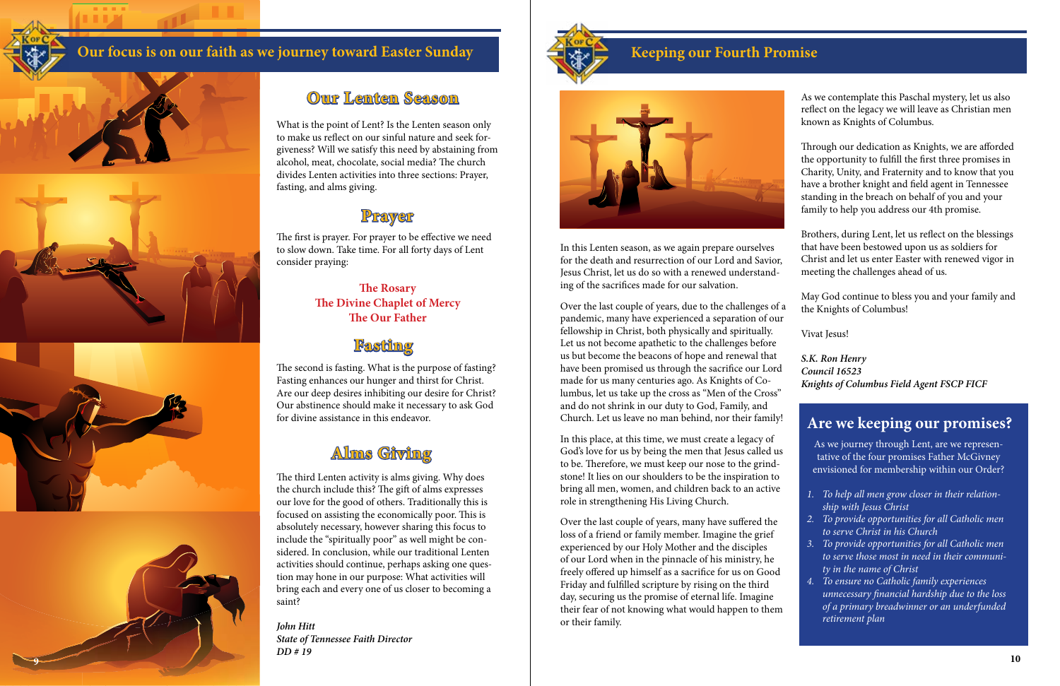## Our focus is on our faith as we journey toward Easter Sunday

### Our Lenten Season

What is the point of Lent? Is the Lenten season only to make us reflect on our sinful nature and seek forgiveness? Will we satisfy this need by abstaining from alcohol, meat, chocolate, social media? The church divides Lenten activities into three sections: Prayer, fasting, and alms giving.

### Prayer

The first is prayer. For prayer to be effective we need to slow down. Take time. For all forty days of Lent consider praying:

**The Rosary**
**The Divine Chaplet of Mercy**
**The Our Father**

### Fasting

The second is fasting. What is the purpose of fasting? Fasting enhances our hunger and thirst for Christ. Are our deep desires inhibiting our desire for Christ? Our abstinence should make it necessary to ask God for divine assistance in this endeavor.

### Alms Giving

The third Lenten activity is alms giving. Why does the church include this? The gift of alms expresses our love for the good of others. Traditionally this is focused on assisting the economically poor. This is absolutely necessary, however sharing this focus to include the "spiritually poor" as well might be considered. In conclusion, while our traditional Lenten activities should continue, perhaps asking one question may hone in our purpose: What activities will bring each and every one of us closer to becoming a saint?

***John Hitt***
***State of Tennessee Faith Director***
***DD # 19***

## Keeping our Fourth Promise

In this Lenten season, as we again prepare ourselves for the death and resurrection of our Lord and Savior, Jesus Christ, let us do so with a renewed understanding of the sacrifices made for our salvation.

Over the last couple of years, due to the challenges of a pandemic, many have experienced a separation of our fellowship in Christ, both physically and spiritually. Let us not become apathetic to the challenges before us but become the beacons of hope and renewal that have been promised us through the sacrifice our Lord made for us many centuries ago. As Knights of Columbus, let us take up the cross as "Men of the Cross" and do not shrink in our duty to God, Family, and Church. Let us leave no man behind, nor their family!

In this place, at this time, we must create a legacy of God's love for us by being the men that Jesus called us to be. Therefore, we must keep our nose to the grindstone! It lies on our shoulders to be the inspiration to bring all men, women, and children back to an active role in strengthening His Living Church.

Over the last couple of years, many have suffered the loss of a friend or family member. Imagine the grief experienced by our Holy Mother and the disciples of our Lord when in the pinnacle of his ministry, he freely offered up himself as a sacrifice for us on Good Friday and fulfilled scripture by rising on the third day, securing us the promise of eternal life. Imagine their fear of not knowing what would happen to them or their family.

As we contemplate this Paschal mystery, let us also reflect on the legacy we will leave as Christian men known as Knights of Columbus.

Through our dedication as Knights, we are afforded the opportunity to fulfill the first three promises in Charity, Unity, and Fraternity and to know that you have a brother knight and field agent in Tennessee standing in the breach on behalf of you and your family to help you address our 4th promise.

Brothers, during Lent, let us reflect on the blessings that have been bestowed upon us as soldiers for Christ and let us enter Easter with renewed vigor in meeting the challenges ahead of us.

May God continue to bless you and your family and the Knights of Columbus!

Vivat Jesus!

***S.K. Ron Henry***
***Council 16523***
***Knights of Columbus Field Agent FSCP FICF***

### Are we keeping our promises?

As we journey through Lent, are we representative of the four promises Father McGivney envisioned for membership within our Order?

1. *To help all men grow closer in their relationship with Jesus Christ*
2. *To provide opportunities for all Catholic men to serve Christ in his Church*
3. *To provide opportunities for all Catholic men to serve those most in need in their community in the name of Christ*
4. *To ensure no Catholic family experiences unnecessary financial hardship due to the loss of a primary breadwinner or an underfunded retirement plan*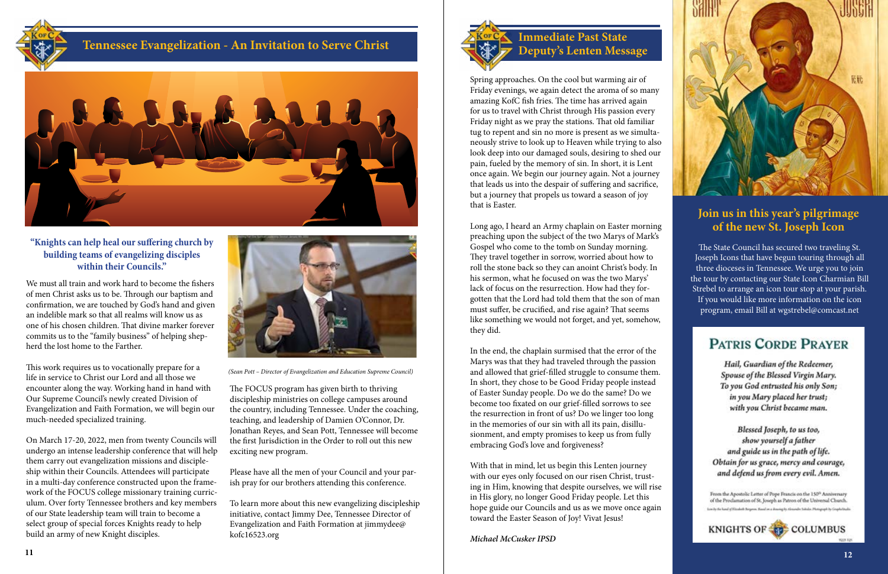## Tennessee Evangelization - An Invitation to Serve Christ

**"Knights can help heal our suffering church by building teams of evangelizing disciples within their Councils."**

We must all train and work hard to become the fishers of men Christ asks us to be. Through our baptism and confirmation, we are touched by God's hand and given an indelible mark so that all realms will know us as one of his chosen children. That divine marker forever commits us to the "family business" of helping shepherd the lost home to the Farther.

This work requires us to vocationally prepare for a life in service to Christ our Lord and all those we encounter along the way. Working hand in hand with Our Supreme Council's newly created Division of Evangelization and Faith Formation, we will begin our much-needed specialized training.

On March 17-20, 2022, men from twenty Councils will undergo an intense leadership conference that will help them carry out evangelization missions and discipleship within their Councils. Attendees will participate in a multi-day conference constructed upon the framework of the FOCUS college missionary training curriculum. Over forty Tennessee brothers and key members of our State leadership team will train to become a select group of special forces Knights ready to help build an army of new Knight disciples.

*(Sean Pott – Director of Evangelization and Education Supreme Council)*

The FOCUS program has given birth to thriving discipleship ministries on college campuses around the country, including Tennessee. Under the coaching, teaching, and leadership of Damien O'Connor, Dr. Jonathan Reyes, and Sean Pott, Tennessee will become the first Jurisdiction in the Order to roll out this new exciting program.

Please have all the men of your Council and your parish pray for our brothers attending this conference.

To learn more about this new evangelizing discipleship initiative, contact Jimmy Dee, Tennessee Director of Evangelization and Faith Formation at jimmydee@kofc16523.org

## Immediate Past State Deputy's Lenten Message

Spring approaches. On the cool but warming air of Friday evenings, we again detect the aroma of so many amazing KofC fish fries. The time has arrived again for us to travel with Christ through His passion every Friday night as we pray the stations. That old familiar tug to repent and sin no more is present as we simultaneously strive to look up to Heaven while trying to also look deep into our damaged souls, desiring to shed our pain, fueled by the memory of sin. In short, it is Lent once again. We begin our journey again. Not a journey that leads us into the despair of suffering and sacrifice, but a journey that propels us toward a season of joy that is Easter.

Long ago, I heard an Army chaplain on Easter morning preaching upon the subject of the two Marys of Mark's Gospel who come to the tomb on Sunday morning. They travel together in sorrow, worried about how to roll the stone back so they can anoint Christ's body. In his sermon, what he focused on was the two Marys' lack of focus on the resurrection. How had they forgotten that the Lord had told them that the son of man must suffer, be crucified, and rise again? That seems like something we would not forget, and yet, somehow, they did.

In the end, the chaplain surmised that the error of the Marys was that they had traveled through the passion and allowed that grief-filled struggle to consume them. In short, they chose to be Good Friday people instead of Easter Sunday people. Do we do the same? Do we become too fixated on our grief-filled sorrows to see the resurrection in front of us? Do we linger too long in the memories of our sin with all its pain, disillusionment, and empty promises to keep us from fully embracing God's love and forgiveness?

With that in mind, let us begin this Lenten journey with our eyes only focused on our risen Christ, trusting in Him, knowing that despite ourselves, we will rise in His glory, no longer Good Friday people. Let this hope guide our Councils and us as we move once again toward the Easter Season of Joy! Vivat Jesus!

*Michael McCusker IPSD*

## Join us in this year's pilgrimage of the new St. Joseph Icon

The State Council has secured two traveling St. Joseph Icons that have begun touring through all three dioceses in Tennessee. We urge you to join the tour by contacting our State Icon Charmian Bill Strebel to arrange an icon tour stop at your parish. If you would like more information on the icon program, email Bill at wgstrebel@comcast.net

### Patris Corde Prayer

*Hail, Guardian of the Redeemer,*
*Spouse of the Blessed Virgin Mary.*
*To you God entrusted his only Son;*
*in you Mary placed her trust;*
*with you Christ became man.*

*Blessed Joseph, to us too,*
*show yourself a father*
*and guide us in the path of life.*
*Obtain for us grace, mercy and courage,*
*and defend us from every evil. Amen.*

From the Apostolic Letter of Pope Francis on the 150th Anniversary of the Proclamation of St. Joseph as Patron of the Universal Church.

KNIGHTS OF COLUMBUS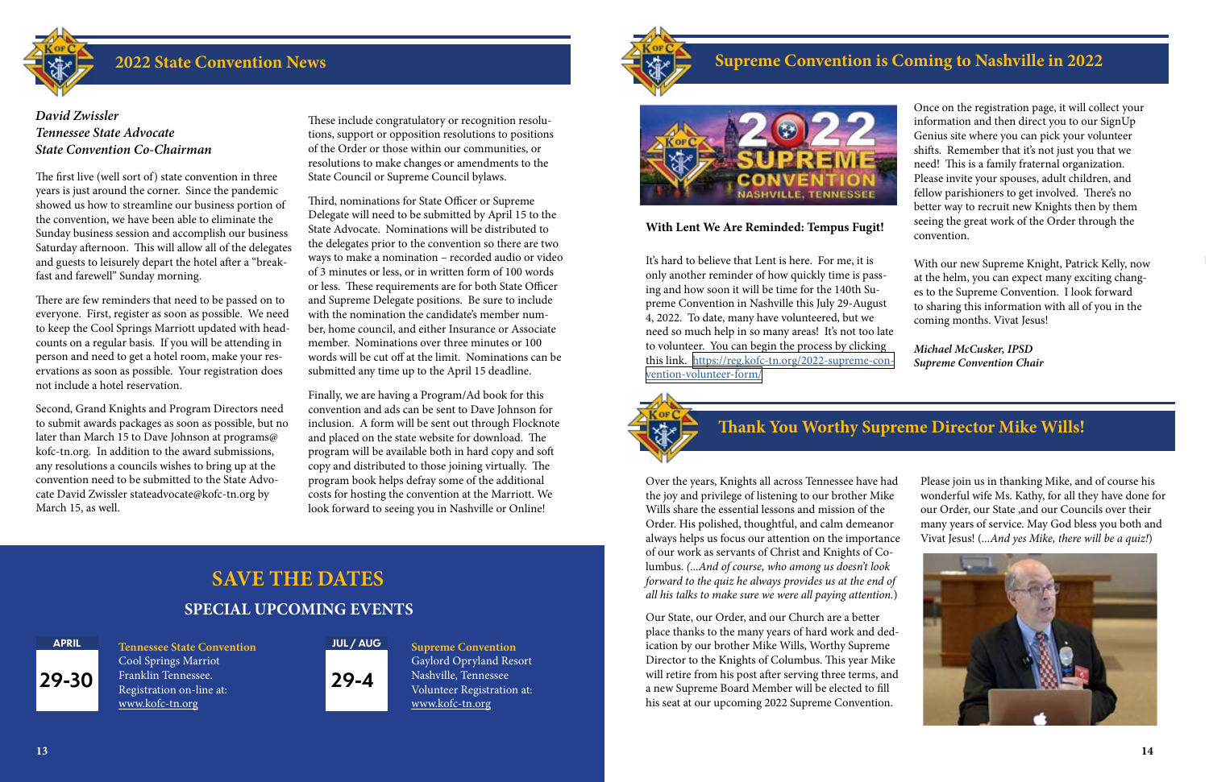# 2022 State Convention News

***David Zwissler***
***Tennessee State Advocate***
***State Convention Co-Chairman***

The first live (well sort of) state convention in three years is just around the corner. Since the pandemic showed us how to streamline our business portion of the convention, we have been able to eliminate the Sunday business session and accomplish our business Saturday afternoon. This will allow all of the delegates and guests to leisurely depart the hotel after a "breakfast and farewell" Sunday morning.

There are few reminders that need to be passed on to everyone. First, register as soon as possible. We need to keep the Cool Springs Marriott updated with headcounts on a regular basis. If you will be attending in person and need to get a hotel room, make your reservations as soon as possible. Your registration does not include a hotel reservation.

Second, Grand Knights and Program Directors need to submit awards packages as soon as possible, but no later than March 15 to Dave Johnson at programs@kofc-tn.org. In addition to the award submissions, any resolutions a councils wishes to bring up at the convention need to be submitted to the State Advocate David Zwissler stateadvocate@kofc-tn.org by March 15, as well.

These include congratulatory or recognition resolutions, support or opposition resolutions to positions of the Order or those within our communities, or resolutions to make changes or amendments to the State Council or Supreme Council bylaws.

Third, nominations for State Officer or Supreme Delegate will need to be submitted by April 15 to the State Advocate. Nominations will be distributed to the delegates prior to the convention so there are two ways to make a nomination – recorded audio or video of 3 minutes or less, or in written form of 100 words or less. These requirements are for both State Officer and Supreme Delegate positions. Be sure to include with the nomination the candidate's member number, home council, and either Insurance or Associate member. Nominations over three minutes or 100 words will be cut off at the limit. Nominations can be submitted any time up to the April 15 deadline.

Finally, we are having a Program/Ad book for this convention and ads can be sent to Dave Johnson for inclusion. A form will be sent out through Flocknote and placed on the state website for download. The program will be available both in hard copy and soft copy and distributed to those joining virtually. The program book helps defray some of the additional costs for hosting the convention at the Marriott. We look forward to seeing you in Nashville or Online!

## SAVE THE DATES

### SPECIAL UPCOMING EVENTS

**APRIL 29-30**
**Tennessee State Convention**
Cool Springs Marriott
Franklin Tennessee.
Registration on-line at:
www.kofc-tn.org

**JUL / AUG 29-4**
**Supreme Convention**
Gaylord Opryland Resort
Nashville, Tennessee
Volunteer Registration at:
www.kofc-tn.org

# Supreme Convention is Coming to Nashville in 2022

**With Lent We Are Reminded: Tempus Fugit!**

It's hard to believe that Lent is here. For me, it is only another reminder of how quickly time is passing and how soon it will be time for the 140th Supreme Convention in Nashville this July 29-August 4, 2022. To date, many have volunteered, but we need so much help in so many areas! It's not too late to volunteer. You can begin the process by clicking this link. https://reg.kofc-tn.org/2022-supreme-convention-volunteer-form/

Once on the registration page, it will collect your information and then direct you to our SignUp Genius site where you can pick your volunteer shifts. Remember that it's not just you that we need! This is a family fraternal organization. Please invite your spouses, adult children, and fellow parishioners to get involved. There's no better way to recruit new Knights then by them seeing the great work of the Order through the convention.

With our new Supreme Knight, Patrick Kelly, now at the helm, you can expect many exciting changes to the Supreme Convention. I look forward to sharing this information with all of you in the coming months. Vivat Jesus!

***Michael McCusker, IPSD***
***Supreme Convention Chair***

# Thank You Worthy Supreme Director Mike Wills!

Over the years, Knights all across Tennessee have had the joy and privilege of listening to our brother Mike Wills share the essential lessons and mission of the Order. His polished, thoughtful, and calm demeanor always helps us focus our attention on the importance of our work as servants of Christ and Knights of Columbus. *(...And of course, who among us doesn't look forward to the quiz he always provides us at the end of all his talks to make sure we were all paying attention.)*

Our State, our Order, and our Church are a better place thanks to the many years of hard work and dedication by our brother Mike Wills, Worthy Supreme Director to the Knights of Columbus. This year Mike will retire from his post after serving three terms, and a new Supreme Board Member will be elected to fill his seat at our upcoming 2022 Supreme Convention.

Please join us in thanking Mike, and of course his wonderful wife Ms. Kathy, for all they have done for our Order, our State ,and our Councils over their many years of service. May God bless you both and Vivat Jesus! (*...And yes Mike, there will be a quiz!*)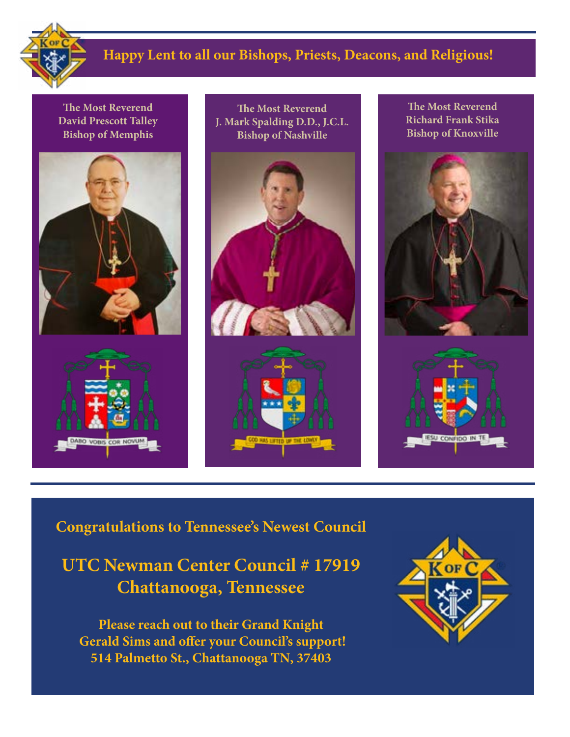## Happy Lent to all our Bishops, Priests, Deacons, and Religious!

The Most Reverend
David Prescott Talley
Bishop of Memphis

DABO VOBIS COR NOVUM

The Most Reverend
J. Mark Spalding D.D., J.C.L.
Bishop of Nashville

GOD HAS LIFTED UP THE LOWLY

The Most Reverend
Richard Frank Stika
Bishop of Knoxville

IESU CONFIDO IN TE

## Congratulations to Tennessee's Newest Council

## UTC Newman Center Council # 17919
## Chattanooga, Tennessee

**Please reach out to their Grand Knight**
**Gerald Sims and offer your Council's support!**
**514 Palmetto St., Chattanooga TN, 37403**